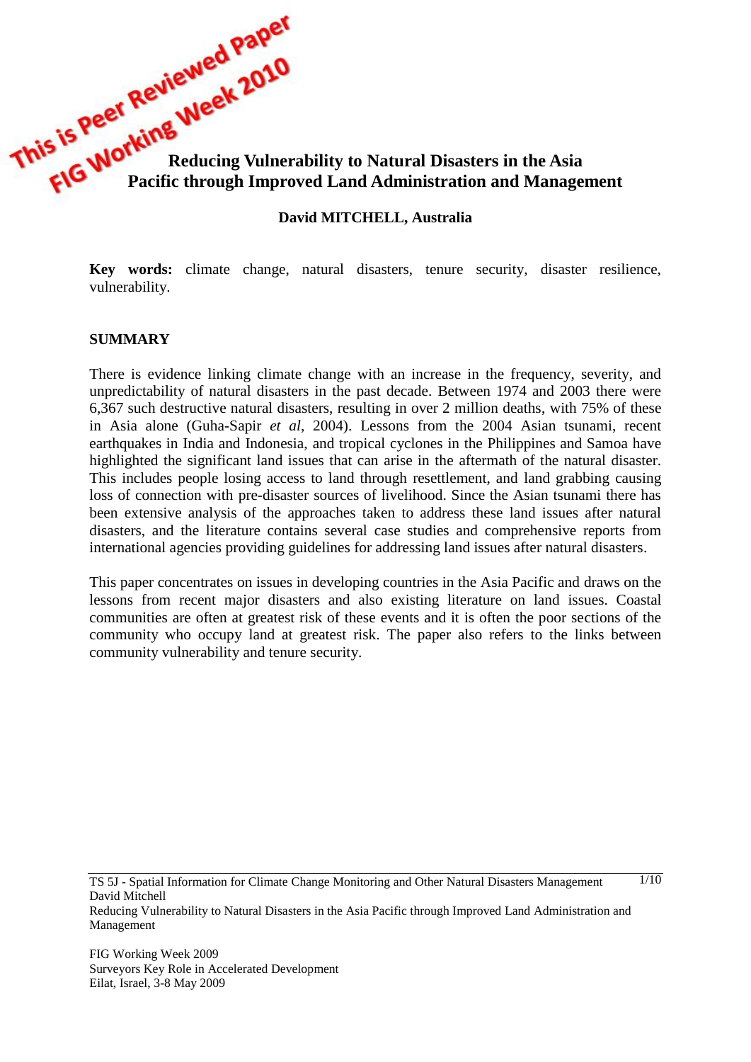This is Peer Reviewed Paper
FIG Working Week 2010

# Reducing Vulnerability to Natural Disasters in the Asia Pacific through Improved Land Administration and Management

**David MITCHELL, Australia**

**Key words:** climate change, natural disasters, tenure security, disaster resilience, vulnerability.

## SUMMARY

There is evidence linking climate change with an increase in the frequency, severity, and unpredictability of natural disasters in the past decade. Between 1974 and 2003 there were 6,367 such destructive natural disasters, resulting in over 2 million deaths, with 75% of these in Asia alone (Guha-Sapir *et al*, 2004). Lessons from the 2004 Asian tsunami, recent earthquakes in India and Indonesia, and tropical cyclones in the Philippines and Samoa have highlighted the significant land issues that can arise in the aftermath of the natural disaster. This includes people losing access to land through resettlement, and land grabbing causing loss of connection with pre-disaster sources of livelihood. Since the Asian tsunami there has been extensive analysis of the approaches taken to address these land issues after natural disasters, and the literature contains several case studies and comprehensive reports from international agencies providing guidelines for addressing land issues after natural disasters.

This paper concentrates on issues in developing countries in the Asia Pacific and draws on the lessons from recent major disasters and also existing literature on land issues. Coastal communities are often at greatest risk of these events and it is often the poor sections of the community who occupy land at greatest risk. The paper also refers to the links between community vulnerability and tenure security.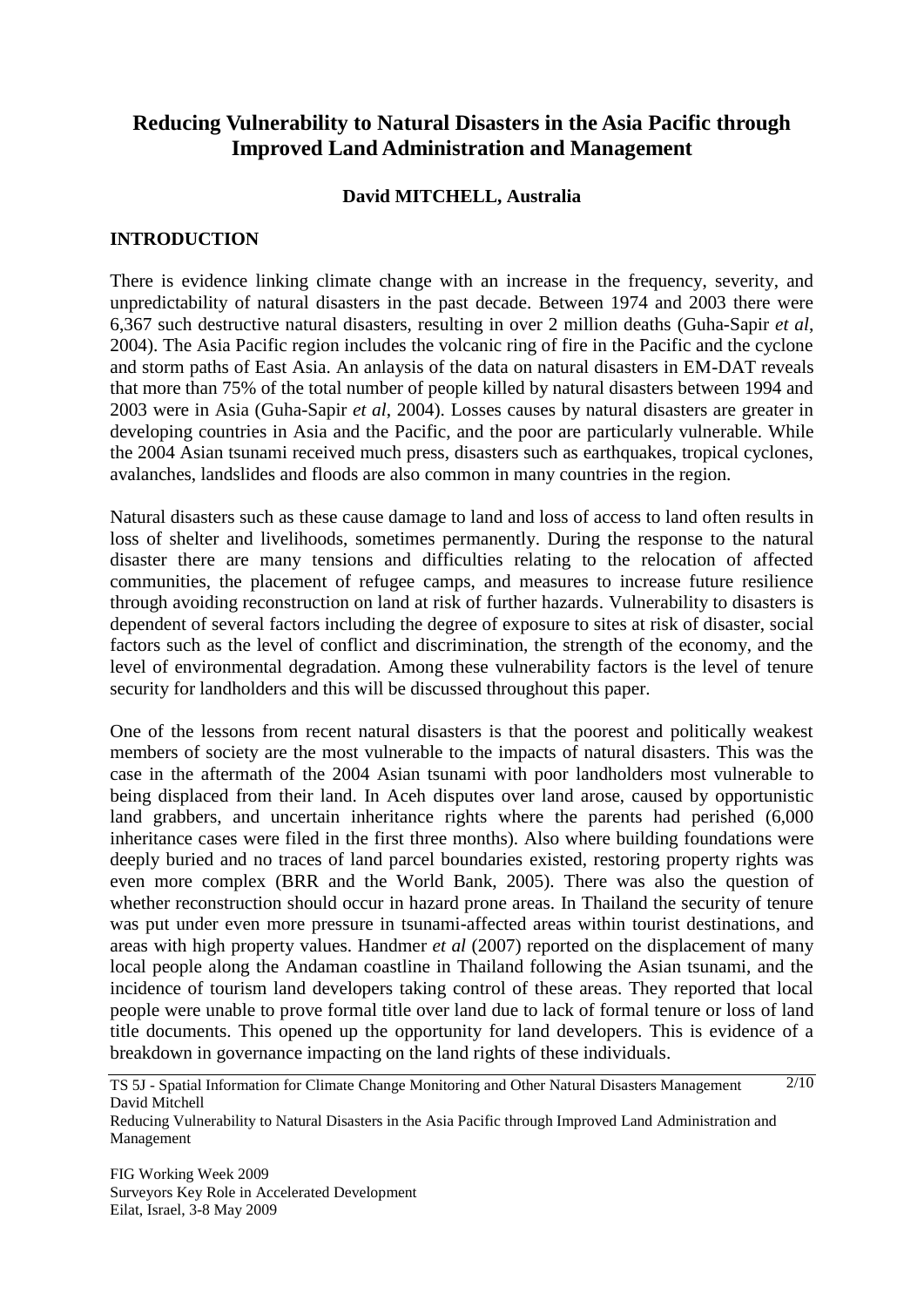# Reducing Vulnerability to Natural Disasters in the Asia Pacific through Improved Land Administration and Management

**David MITCHELL, Australia**

## INTRODUCTION

There is evidence linking climate change with an increase in the frequency, severity, and unpredictability of natural disasters in the past decade. Between 1974 and 2003 there were 6,367 such destructive natural disasters, resulting in over 2 million deaths (Guha-Sapir *et al*, 2004). The Asia Pacific region includes the volcanic ring of fire in the Pacific and the cyclone and storm paths of East Asia. An anlaysis of the data on natural disasters in EM-DAT reveals that more than 75% of the total number of people killed by natural disasters between 1994 and 2003 were in Asia (Guha-Sapir *et al*, 2004). Losses causes by natural disasters are greater in developing countries in Asia and the Pacific, and the poor are particularly vulnerable. While the 2004 Asian tsunami received much press, disasters such as earthquakes, tropical cyclones, avalanches, landslides and floods are also common in many countries in the region.

Natural disasters such as these cause damage to land and loss of access to land often results in loss of shelter and livelihoods, sometimes permanently. During the response to the natural disaster there are many tensions and difficulties relating to the relocation of affected communities, the placement of refugee camps, and measures to increase future resilience through avoiding reconstruction on land at risk of further hazards. Vulnerability to disasters is dependent of several factors including the degree of exposure to sites at risk of disaster, social factors such as the level of conflict and discrimination, the strength of the economy, and the level of environmental degradation. Among these vulnerability factors is the level of tenure security for landholders and this will be discussed throughout this paper.

One of the lessons from recent natural disasters is that the poorest and politically weakest members of society are the most vulnerable to the impacts of natural disasters. This was the case in the aftermath of the 2004 Asian tsunami with poor landholders most vulnerable to being displaced from their land. In Aceh disputes over land arose, caused by opportunistic land grabbers, and uncertain inheritance rights where the parents had perished (6,000 inheritance cases were filed in the first three months). Also where building foundations were deeply buried and no traces of land parcel boundaries existed, restoring property rights was even more complex (BRR and the World Bank, 2005). There was also the question of whether reconstruction should occur in hazard prone areas. In Thailand the security of tenure was put under even more pressure in tsunami-affected areas within tourist destinations, and areas with high property values. Handmer *et al* (2007) reported on the displacement of many local people along the Andaman coastline in Thailand following the Asian tsunami, and the incidence of tourism land developers taking control of these areas. They reported that local people were unable to prove formal title over land due to lack of formal tenure or loss of land title documents. This opened up the opportunity for land developers. This is evidence of a breakdown in governance impacting on the land rights of these individuals.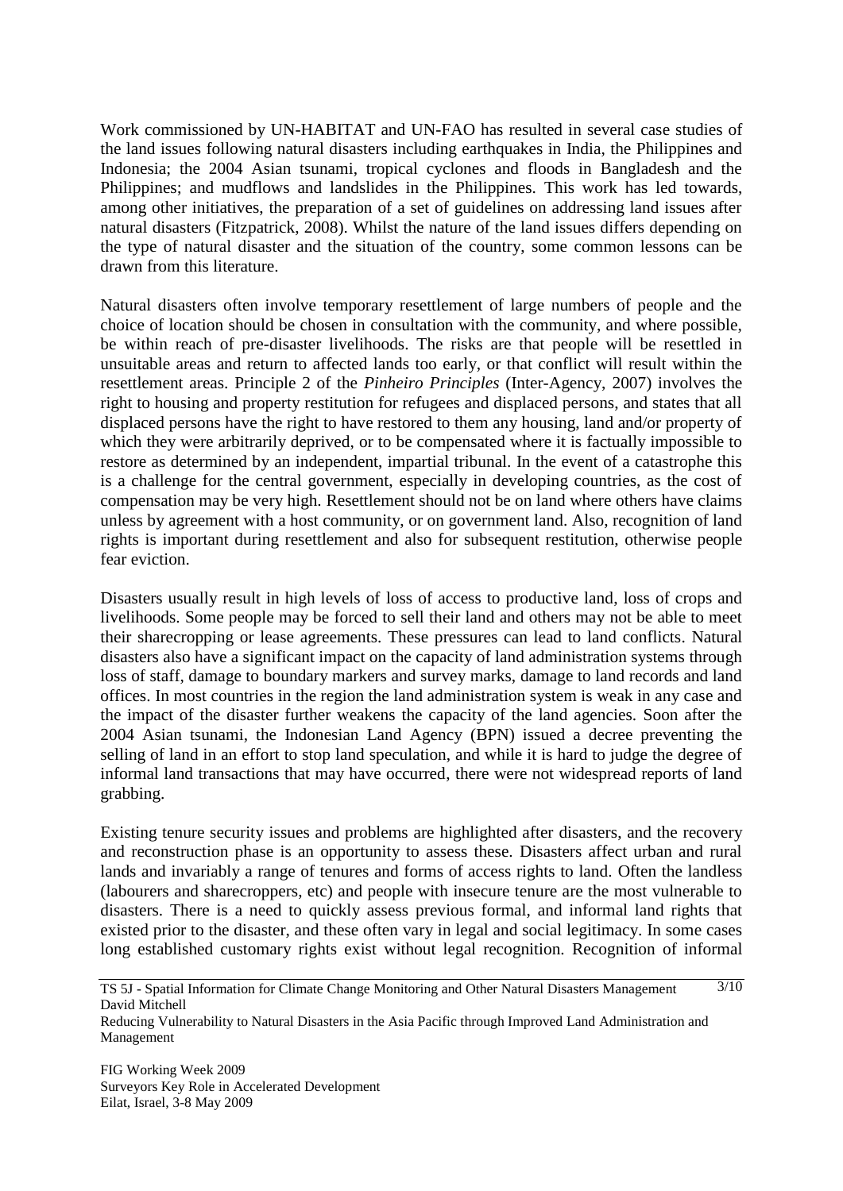Work commissioned by UN-HABITAT and UN-FAO has resulted in several case studies of the land issues following natural disasters including earthquakes in India, the Philippines and Indonesia; the 2004 Asian tsunami, tropical cyclones and floods in Bangladesh and the Philippines; and mudflows and landslides in the Philippines. This work has led towards, among other initiatives, the preparation of a set of guidelines on addressing land issues after natural disasters (Fitzpatrick, 2008). Whilst the nature of the land issues differs depending on the type of natural disaster and the situation of the country, some common lessons can be drawn from this literature.

Natural disasters often involve temporary resettlement of large numbers of people and the choice of location should be chosen in consultation with the community, and where possible, be within reach of pre-disaster livelihoods. The risks are that people will be resettled in unsuitable areas and return to affected lands too early, or that conflict will result within the resettlement areas. Principle 2 of the *Pinheiro Principles* (Inter-Agency, 2007) involves the right to housing and property restitution for refugees and displaced persons, and states that all displaced persons have the right to have restored to them any housing, land and/or property of which they were arbitrarily deprived, or to be compensated where it is factually impossible to restore as determined by an independent, impartial tribunal. In the event of a catastrophe this is a challenge for the central government, especially in developing countries, as the cost of compensation may be very high. Resettlement should not be on land where others have claims unless by agreement with a host community, or on government land. Also, recognition of land rights is important during resettlement and also for subsequent restitution, otherwise people fear eviction.

Disasters usually result in high levels of loss of access to productive land, loss of crops and livelihoods. Some people may be forced to sell their land and others may not be able to meet their sharecropping or lease agreements. These pressures can lead to land conflicts. Natural disasters also have a significant impact on the capacity of land administration systems through loss of staff, damage to boundary markers and survey marks, damage to land records and land offices. In most countries in the region the land administration system is weak in any case and the impact of the disaster further weakens the capacity of the land agencies. Soon after the 2004 Asian tsunami, the Indonesian Land Agency (BPN) issued a decree preventing the selling of land in an effort to stop land speculation, and while it is hard to judge the degree of informal land transactions that may have occurred, there were not widespread reports of land grabbing.

Existing tenure security issues and problems are highlighted after disasters, and the recovery and reconstruction phase is an opportunity to assess these. Disasters affect urban and rural lands and invariably a range of tenures and forms of access rights to land. Often the landless (labourers and sharecroppers, etc) and people with insecure tenure are the most vulnerable to disasters. There is a need to quickly assess previous formal, and informal land rights that existed prior to the disaster, and these often vary in legal and social legitimacy. In some cases long established customary rights exist without legal recognition. Recognition of informal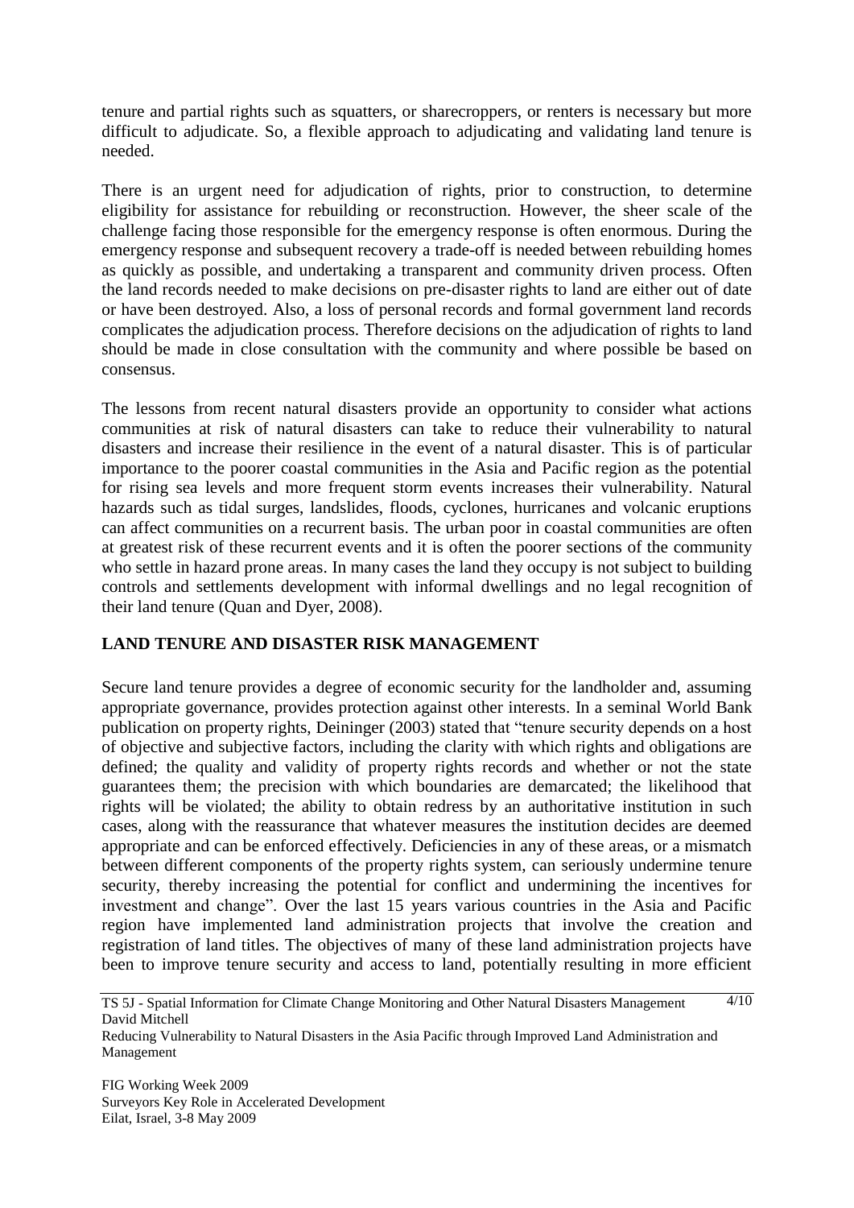tenure and partial rights such as squatters, or sharecroppers, or renters is necessary but more difficult to adjudicate. So, a flexible approach to adjudicating and validating land tenure is needed.

There is an urgent need for adjudication of rights, prior to construction, to determine eligibility for assistance for rebuilding or reconstruction. However, the sheer scale of the challenge facing those responsible for the emergency response is often enormous. During the emergency response and subsequent recovery a trade-off is needed between rebuilding homes as quickly as possible, and undertaking a transparent and community driven process. Often the land records needed to make decisions on pre-disaster rights to land are either out of date or have been destroyed. Also, a loss of personal records and formal government land records complicates the adjudication process. Therefore decisions on the adjudication of rights to land should be made in close consultation with the community and where possible be based on consensus.

The lessons from recent natural disasters provide an opportunity to consider what actions communities at risk of natural disasters can take to reduce their vulnerability to natural disasters and increase their resilience in the event of a natural disaster. This is of particular importance to the poorer coastal communities in the Asia and Pacific region as the potential for rising sea levels and more frequent storm events increases their vulnerability. Natural hazards such as tidal surges, landslides, floods, cyclones, hurricanes and volcanic eruptions can affect communities on a recurrent basis. The urban poor in coastal communities are often at greatest risk of these recurrent events and it is often the poorer sections of the community who settle in hazard prone areas. In many cases the land they occupy is not subject to building controls and settlements development with informal dwellings and no legal recognition of their land tenure (Quan and Dyer, 2008).

## LAND TENURE AND DISASTER RISK MANAGEMENT

Secure land tenure provides a degree of economic security for the landholder and, assuming appropriate governance, provides protection against other interests. In a seminal World Bank publication on property rights, Deininger (2003) stated that "tenure security depends on a host of objective and subjective factors, including the clarity with which rights and obligations are defined; the quality and validity of property rights records and whether or not the state guarantees them; the precision with which boundaries are demarcated; the likelihood that rights will be violated; the ability to obtain redress by an authoritative institution in such cases, along with the reassurance that whatever measures the institution decides are deemed appropriate and can be enforced effectively. Deficiencies in any of these areas, or a mismatch between different components of the property rights system, can seriously undermine tenure security, thereby increasing the potential for conflict and undermining the incentives for investment and change". Over the last 15 years various countries in the Asia and Pacific region have implemented land administration projects that involve the creation and registration of land titles. The objectives of many of these land administration projects have been to improve tenure security and access to land, potentially resulting in more efficient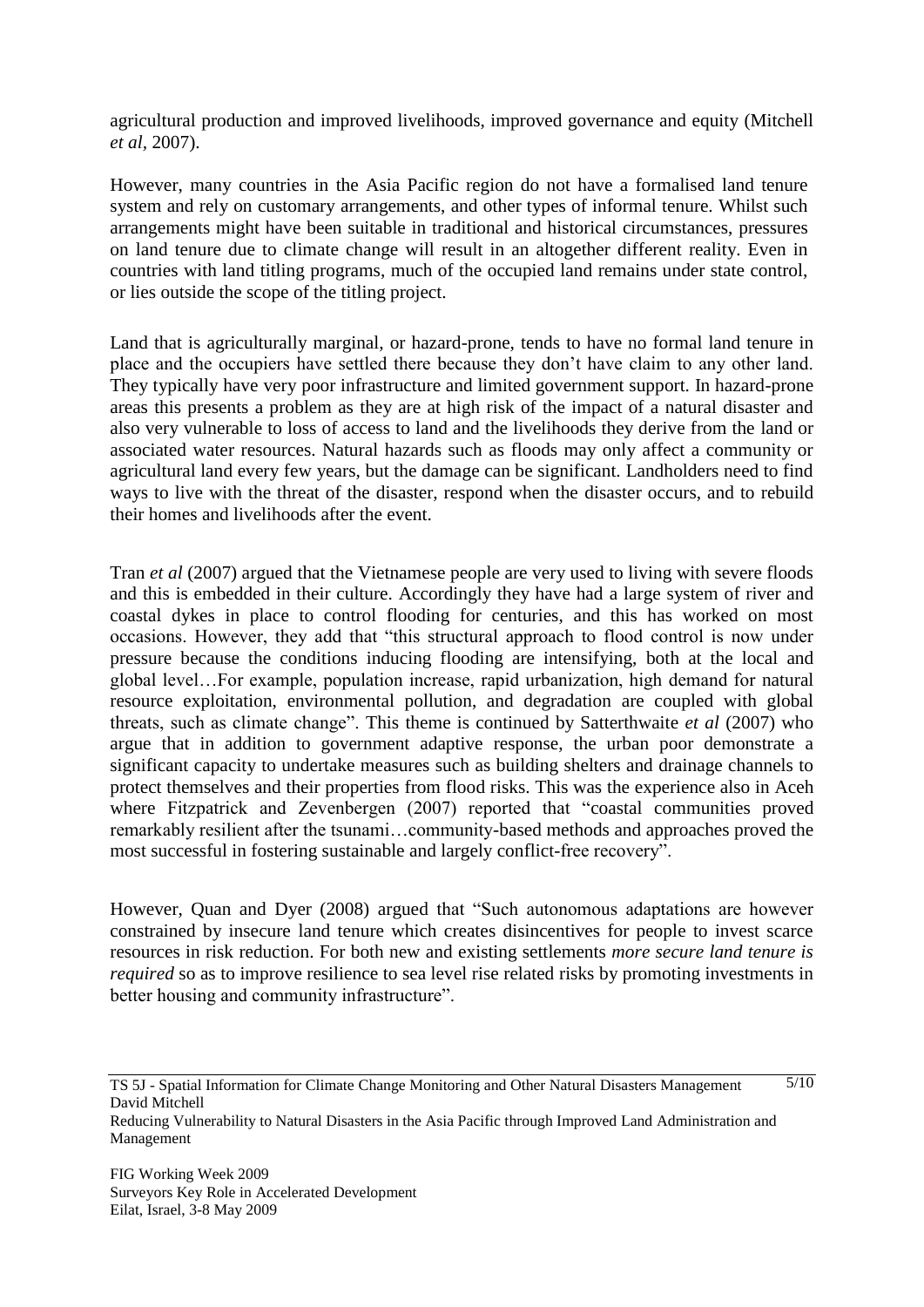agricultural production and improved livelihoods, improved governance and equity (Mitchell *et al*, 2007).

However, many countries in the Asia Pacific region do not have a formalised land tenure system and rely on customary arrangements, and other types of informal tenure. Whilst such arrangements might have been suitable in traditional and historical circumstances, pressures on land tenure due to climate change will result in an altogether different reality. Even in countries with land titling programs, much of the occupied land remains under state control, or lies outside the scope of the titling project.

Land that is agriculturally marginal, or hazard-prone, tends to have no formal land tenure in place and the occupiers have settled there because they don't have claim to any other land. They typically have very poor infrastructure and limited government support. In hazard-prone areas this presents a problem as they are at high risk of the impact of a natural disaster and also very vulnerable to loss of access to land and the livelihoods they derive from the land or associated water resources. Natural hazards such as floods may only affect a community or agricultural land every few years, but the damage can be significant. Landholders need to find ways to live with the threat of the disaster, respond when the disaster occurs, and to rebuild their homes and livelihoods after the event.

Tran *et al* (2007) argued that the Vietnamese people are very used to living with severe floods and this is embedded in their culture. Accordingly they have had a large system of river and coastal dykes in place to control flooding for centuries, and this has worked on most occasions. However, they add that "this structural approach to flood control is now under pressure because the conditions inducing flooding are intensifying, both at the local and global level…For example, population increase, rapid urbanization, high demand for natural resource exploitation, environmental pollution, and degradation are coupled with global threats, such as climate change". This theme is continued by Satterthwaite *et al* (2007) who argue that in addition to government adaptive response, the urban poor demonstrate a significant capacity to undertake measures such as building shelters and drainage channels to protect themselves and their properties from flood risks. This was the experience also in Aceh where Fitzpatrick and Zevenbergen (2007) reported that "coastal communities proved remarkably resilient after the tsunami…community-based methods and approaches proved the most successful in fostering sustainable and largely conflict-free recovery".

However, Quan and Dyer (2008) argued that "Such autonomous adaptations are however constrained by insecure land tenure which creates disincentives for people to invest scarce resources in risk reduction. For both new and existing settlements *more secure land tenure is required* so as to improve resilience to sea level rise related risks by promoting investments in better housing and community infrastructure".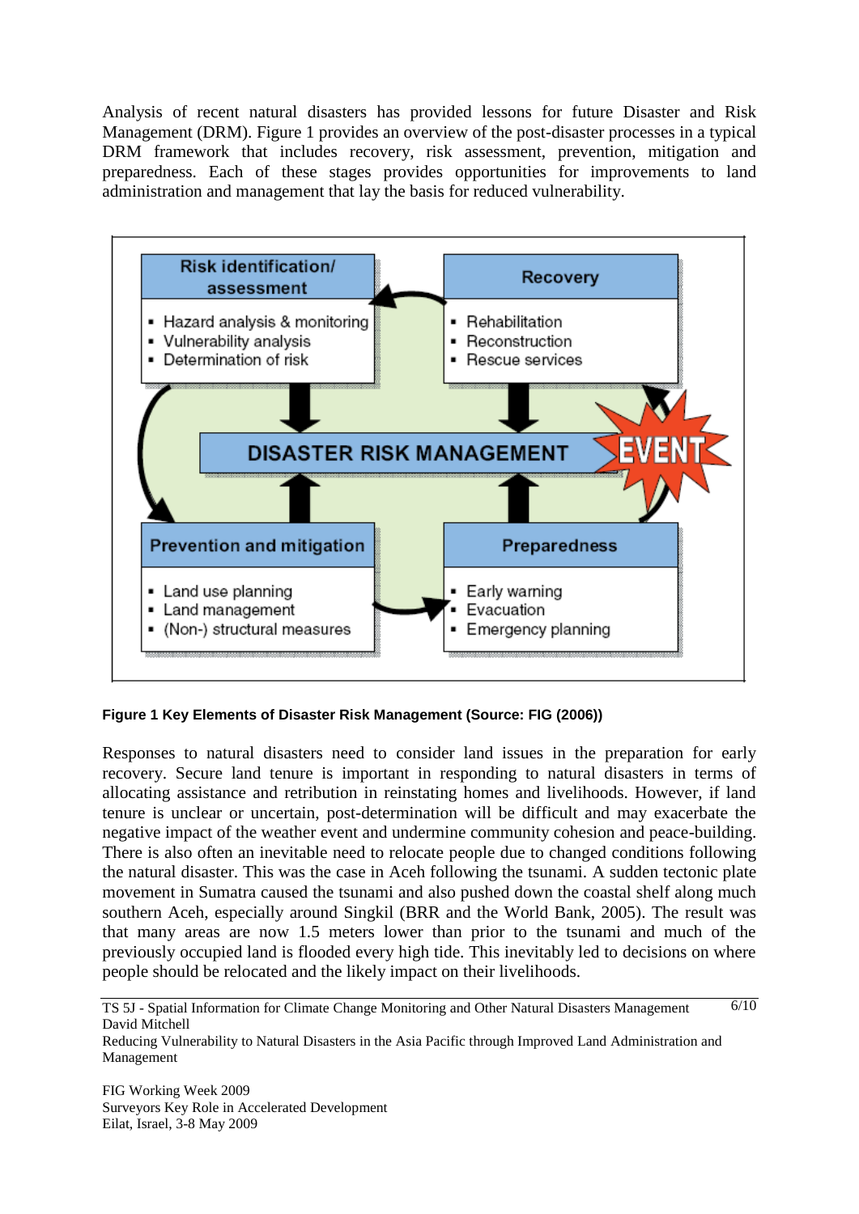Analysis of recent natural disasters has provided lessons for future Disaster and Risk Management (DRM). Figure 1 provides an overview of the post-disaster processes in a typical DRM framework that includes recovery, risk assessment, prevention, mitigation and preparedness. Each of these stages provides opportunities for improvements to land administration and management that lay the basis for reduced vulnerability.

**Figure 1 Key Elements of Disaster Risk Management (Source: FIG (2006))**

Responses to natural disasters need to consider land issues in the preparation for early recovery. Secure land tenure is important in responding to natural disasters in terms of allocating assistance and retribution in reinstating homes and livelihoods. However, if land tenure is unclear or uncertain, post-determination will be difficult and may exacerbate the negative impact of the weather event and undermine community cohesion and peace-building. There is also often an inevitable need to relocate people due to changed conditions following the natural disaster. This was the case in Aceh following the tsunami. A sudden tectonic plate movement in Sumatra caused the tsunami and also pushed down the coastal shelf along much southern Aceh, especially around Singkil (BRR and the World Bank, 2005). The result was that many areas are now 1.5 meters lower than prior to the tsunami and much of the previously occupied land is flooded every high tide. This inevitably led to decisions on where people should be relocated and the likely impact on their livelihoods.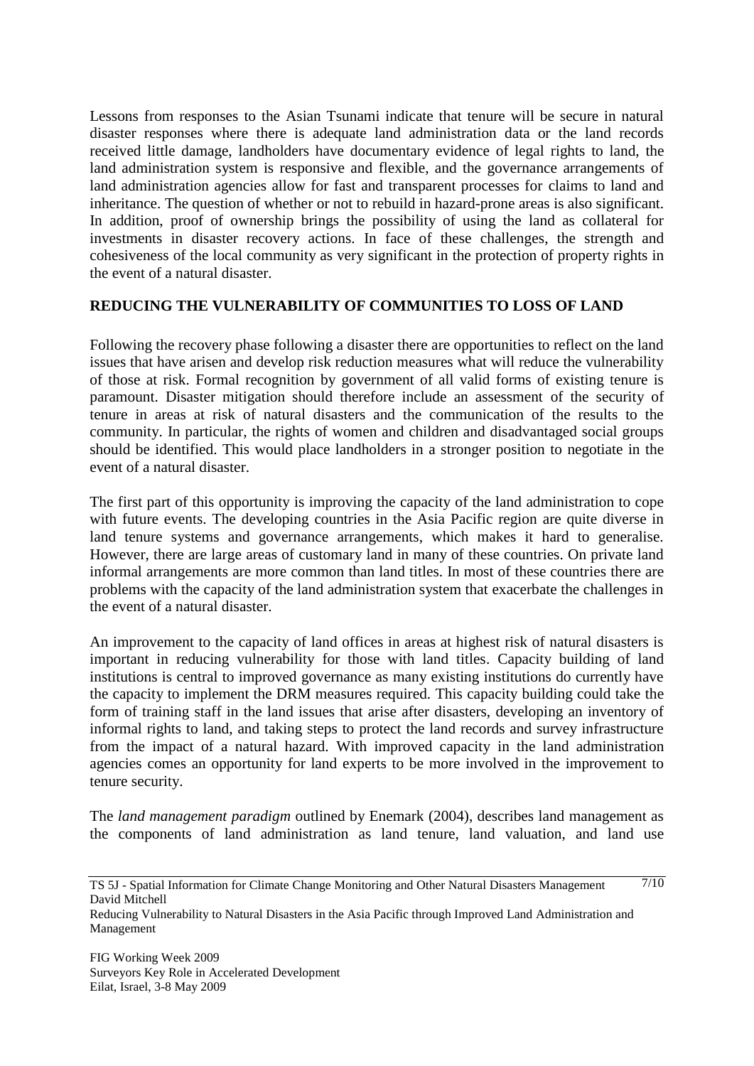Lessons from responses to the Asian Tsunami indicate that tenure will be secure in natural disaster responses where there is adequate land administration data or the land records received little damage, landholders have documentary evidence of legal rights to land, the land administration system is responsive and flexible, and the governance arrangements of land administration agencies allow for fast and transparent processes for claims to land and inheritance. The question of whether or not to rebuild in hazard-prone areas is also significant. In addition, proof of ownership brings the possibility of using the land as collateral for investments in disaster recovery actions. In face of these challenges, the strength and cohesiveness of the local community as very significant in the protection of property rights in the event of a natural disaster.

## REDUCING THE VULNERABILITY OF COMMUNITIES TO LOSS OF LAND

Following the recovery phase following a disaster there are opportunities to reflect on the land issues that have arisen and develop risk reduction measures what will reduce the vulnerability of those at risk. Formal recognition by government of all valid forms of existing tenure is paramount. Disaster mitigation should therefore include an assessment of the security of tenure in areas at risk of natural disasters and the communication of the results to the community. In particular, the rights of women and children and disadvantaged social groups should be identified. This would place landholders in a stronger position to negotiate in the event of a natural disaster.

The first part of this opportunity is improving the capacity of the land administration to cope with future events. The developing countries in the Asia Pacific region are quite diverse in land tenure systems and governance arrangements, which makes it hard to generalise. However, there are large areas of customary land in many of these countries. On private land informal arrangements are more common than land titles. In most of these countries there are problems with the capacity of the land administration system that exacerbate the challenges in the event of a natural disaster.

An improvement to the capacity of land offices in areas at highest risk of natural disasters is important in reducing vulnerability for those with land titles. Capacity building of land institutions is central to improved governance as many existing institutions do currently have the capacity to implement the DRM measures required. This capacity building could take the form of training staff in the land issues that arise after disasters, developing an inventory of informal rights to land, and taking steps to protect the land records and survey infrastructure from the impact of a natural hazard. With improved capacity in the land administration agencies comes an opportunity for land experts to be more involved in the improvement to tenure security.

The *land management paradigm* outlined by Enemark (2004), describes land management as the components of land administration as land tenure, land valuation, and land use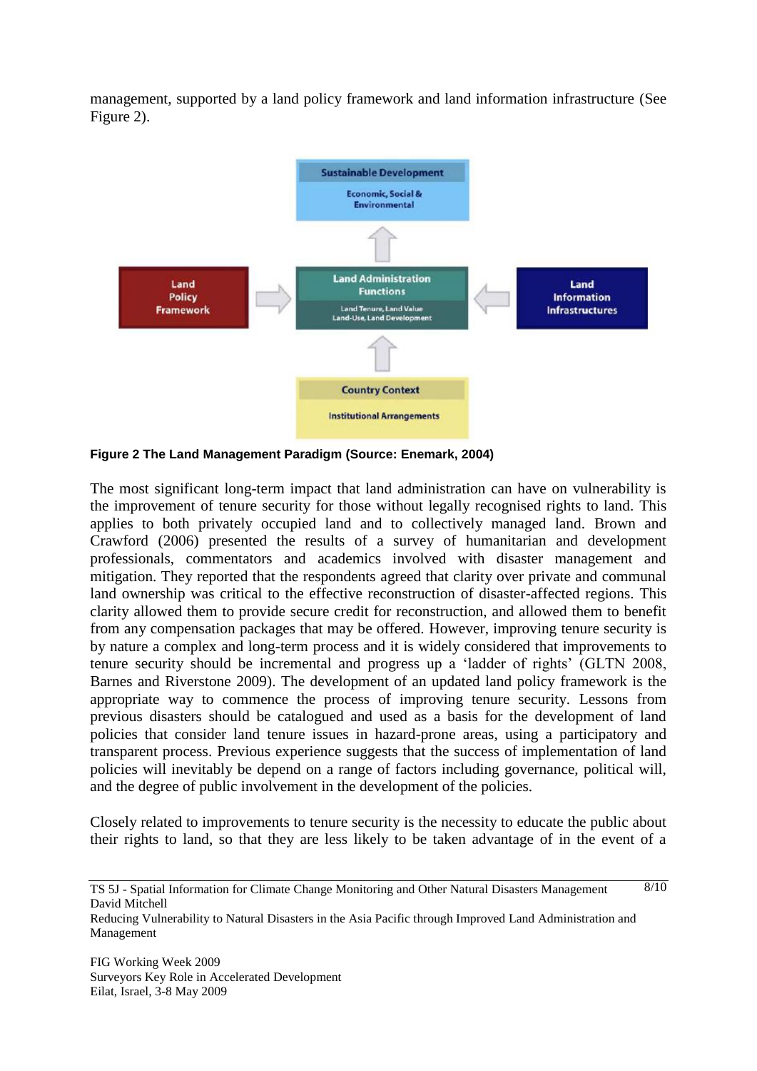management, supported by a land policy framework and land information infrastructure (See Figure 2).

**Figure 2 The Land Management Paradigm (Source: Enemark, 2004)**

The most significant long-term impact that land administration can have on vulnerability is the improvement of tenure security for those without legally recognised rights to land. This applies to both privately occupied land and to collectively managed land. Brown and Crawford (2006) presented the results of a survey of humanitarian and development professionals, commentators and academics involved with disaster management and mitigation. They reported that the respondents agreed that clarity over private and communal land ownership was critical to the effective reconstruction of disaster-affected regions. This clarity allowed them to provide secure credit for reconstruction, and allowed them to benefit from any compensation packages that may be offered. However, improving tenure security is by nature a complex and long-term process and it is widely considered that improvements to tenure security should be incremental and progress up a 'ladder of rights' (GLTN 2008, Barnes and Riverstone 2009). The development of an updated land policy framework is the appropriate way to commence the process of improving tenure security. Lessons from previous disasters should be catalogued and used as a basis for the development of land policies that consider land tenure issues in hazard-prone areas, using a participatory and transparent process. Previous experience suggests that the success of implementation of land policies will inevitably be depend on a range of factors including governance, political will, and the degree of public involvement in the development of the policies.

Closely related to improvements to tenure security is the necessity to educate the public about their rights to land, so that they are less likely to be taken advantage of in the event of a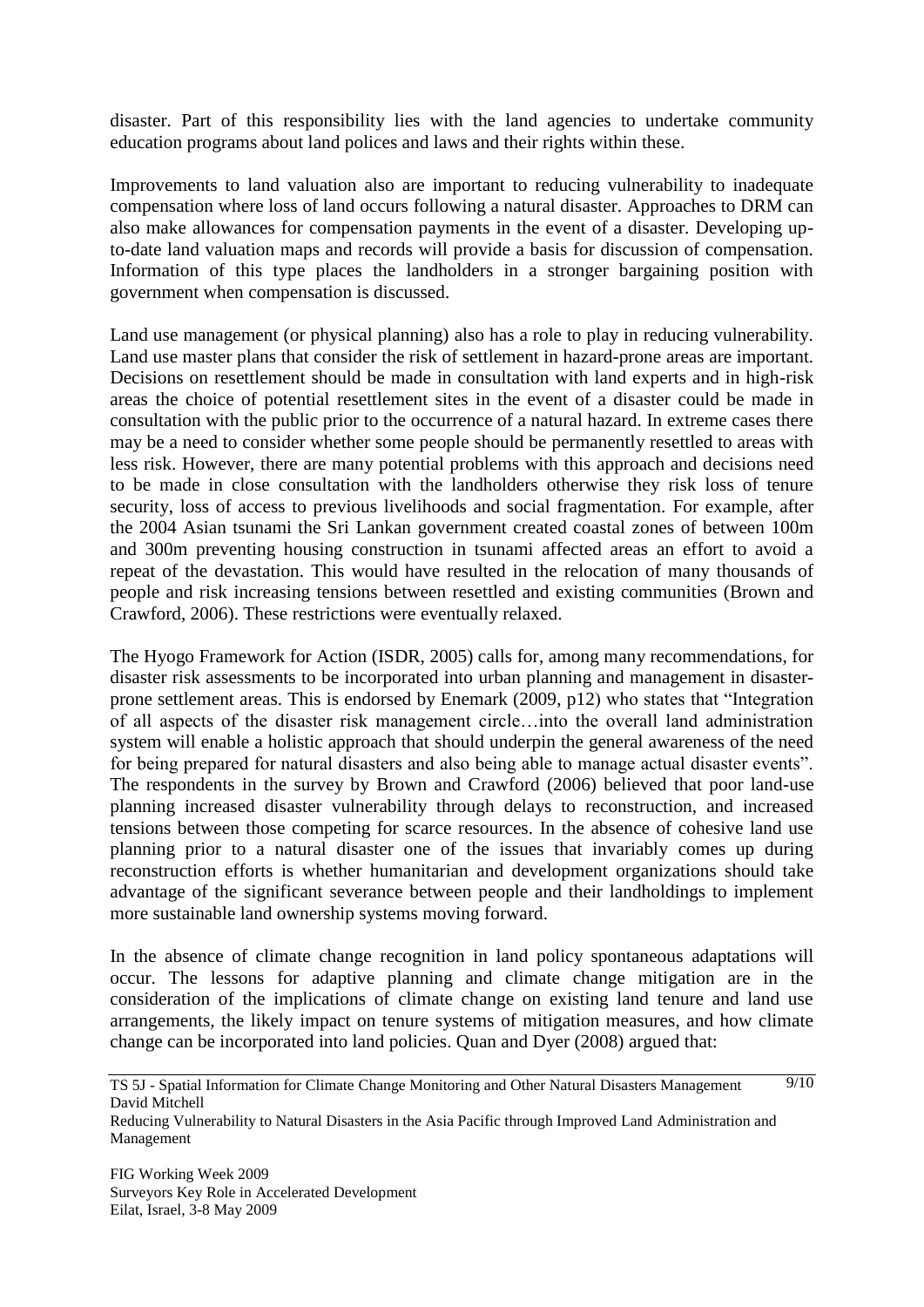disaster. Part of this responsibility lies with the land agencies to undertake community education programs about land polices and laws and their rights within these.

Improvements to land valuation also are important to reducing vulnerability to inadequate compensation where loss of land occurs following a natural disaster. Approaches to DRM can also make allowances for compensation payments in the event of a disaster. Developing up-to-date land valuation maps and records will provide a basis for discussion of compensation. Information of this type places the landholders in a stronger bargaining position with government when compensation is discussed.

Land use management (or physical planning) also has a role to play in reducing vulnerability. Land use master plans that consider the risk of settlement in hazard-prone areas are important. Decisions on resettlement should be made in consultation with land experts and in high-risk areas the choice of potential resettlement sites in the event of a disaster could be made in consultation with the public prior to the occurrence of a natural hazard. In extreme cases there may be a need to consider whether some people should be permanently resettled to areas with less risk. However, there are many potential problems with this approach and decisions need to be made in close consultation with the landholders otherwise they risk loss of tenure security, loss of access to previous livelihoods and social fragmentation. For example, after the 2004 Asian tsunami the Sri Lankan government created coastal zones of between 100m and 300m preventing housing construction in tsunami affected areas an effort to avoid a repeat of the devastation. This would have resulted in the relocation of many thousands of people and risk increasing tensions between resettled and existing communities (Brown and Crawford, 2006). These restrictions were eventually relaxed.

The Hyogo Framework for Action (ISDR, 2005) calls for, among many recommendations, for disaster risk assessments to be incorporated into urban planning and management in disaster-prone settlement areas. This is endorsed by Enemark (2009, p12) who states that "Integration of all aspects of the disaster risk management circle…into the overall land administration system will enable a holistic approach that should underpin the general awareness of the need for being prepared for natural disasters and also being able to manage actual disaster events". The respondents in the survey by Brown and Crawford (2006) believed that poor land-use planning increased disaster vulnerability through delays to reconstruction, and increased tensions between those competing for scarce resources. In the absence of cohesive land use planning prior to a natural disaster one of the issues that invariably comes up during reconstruction efforts is whether humanitarian and development organizations should take advantage of the significant severance between people and their landholdings to implement more sustainable land ownership systems moving forward.

In the absence of climate change recognition in land policy spontaneous adaptations will occur. The lessons for adaptive planning and climate change mitigation are in the consideration of the implications of climate change on existing land tenure and land use arrangements, the likely impact on tenure systems of mitigation measures, and how climate change can be incorporated into land policies. Quan and Dyer (2008) argued that: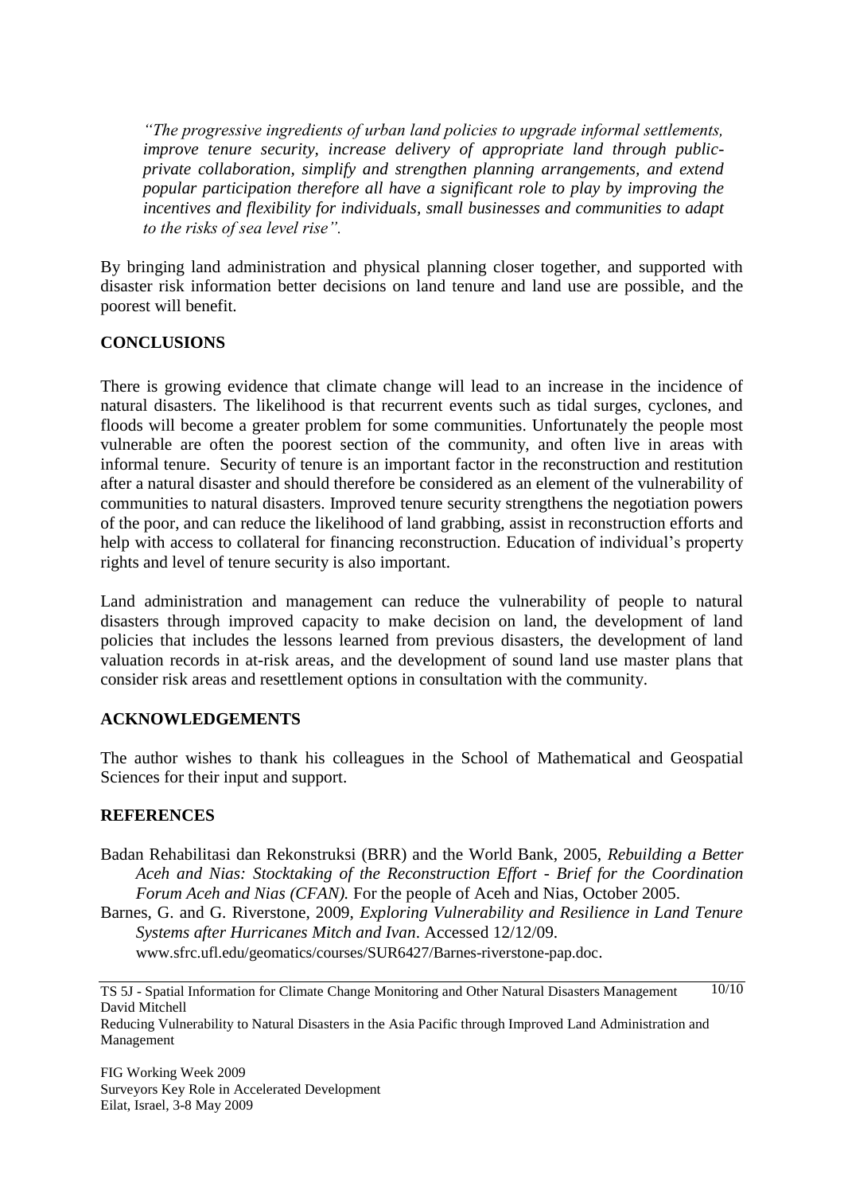*"The progressive ingredients of urban land policies to upgrade informal settlements, improve tenure security, increase delivery of appropriate land through public-private collaboration, simplify and strengthen planning arrangements, and extend popular participation therefore all have a significant role to play by improving the incentives and flexibility for individuals, small businesses and communities to adapt to the risks of sea level rise".*

By bringing land administration and physical planning closer together, and supported with disaster risk information better decisions on land tenure and land use are possible, and the poorest will benefit.

## CONCLUSIONS

There is growing evidence that climate change will lead to an increase in the incidence of natural disasters. The likelihood is that recurrent events such as tidal surges, cyclones, and floods will become a greater problem for some communities. Unfortunately the people most vulnerable are often the poorest section of the community, and often live in areas with informal tenure. Security of tenure is an important factor in the reconstruction and restitution after a natural disaster and should therefore be considered as an element of the vulnerability of communities to natural disasters. Improved tenure security strengthens the negotiation powers of the poor, and can reduce the likelihood of land grabbing, assist in reconstruction efforts and help with access to collateral for financing reconstruction. Education of individual's property rights and level of tenure security is also important.

Land administration and management can reduce the vulnerability of people to natural disasters through improved capacity to make decision on land, the development of land policies that includes the lessons learned from previous disasters, the development of land valuation records in at-risk areas, and the development of sound land use master plans that consider risk areas and resettlement options in consultation with the community.

## ACKNOWLEDGEMENTS

The author wishes to thank his colleagues in the School of Mathematical and Geospatial Sciences for their input and support.

## REFERENCES

Badan Rehabilitasi dan Rekonstruksi (BRR) and the World Bank, 2005, *Rebuilding a Better Aceh and Nias: Stocktaking of the Reconstruction Effort - Brief for the Coordination Forum Aceh and Nias (CFAN).* For the people of Aceh and Nias, October 2005.

Barnes, G. and G. Riverstone, 2009, *Exploring Vulnerability and Resilience in Land Tenure Systems after Hurricanes Mitch and Ivan*. Accessed 12/12/09. www.sfrc.ufl.edu/geomatics/courses/SUR6427/Barnes-riverstone-pap.doc.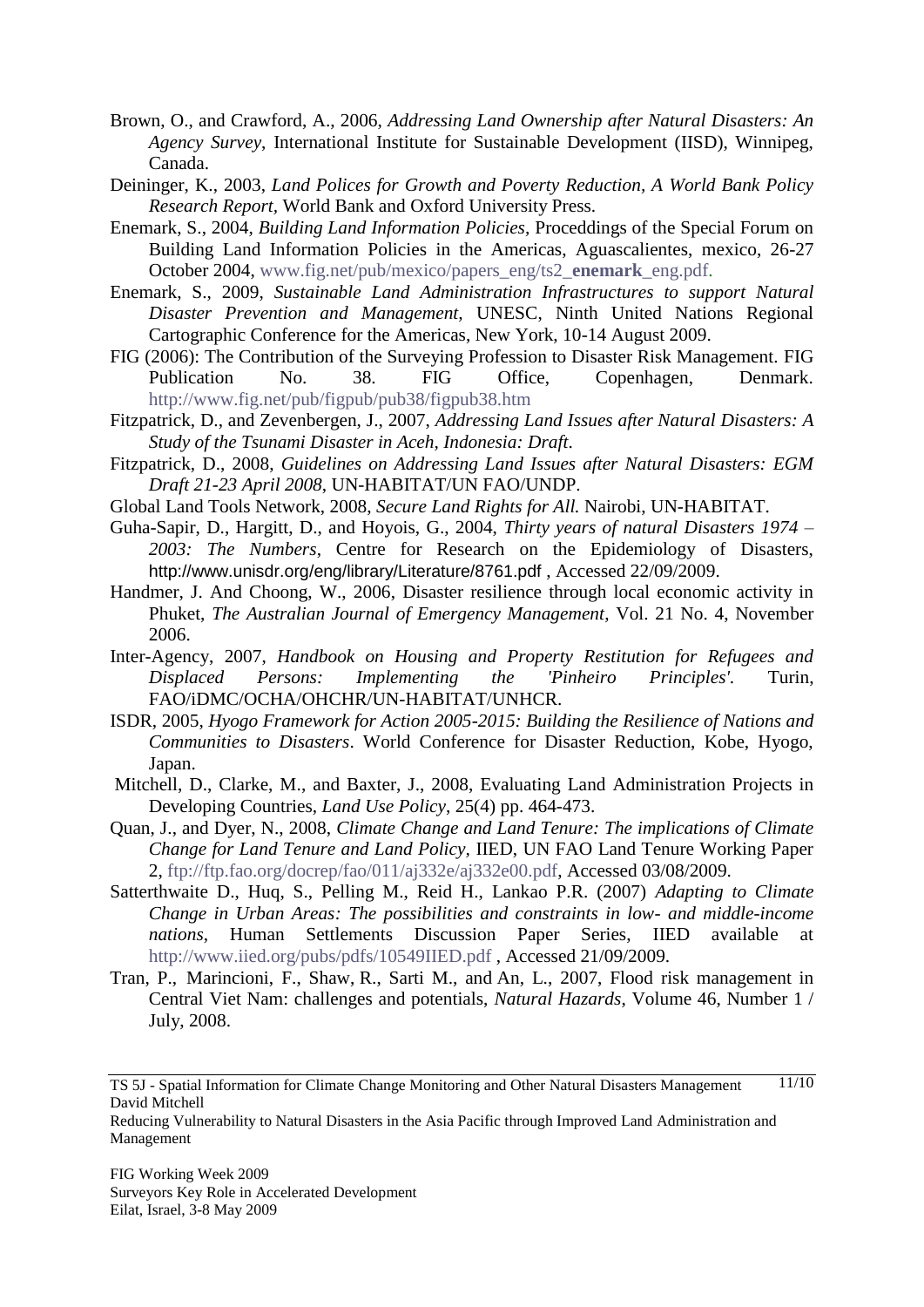Brown, O., and Crawford, A., 2006, *Addressing Land Ownership after Natural Disasters: An Agency Survey*, International Institute for Sustainable Development (IISD), Winnipeg, Canada.

Deininger, K., 2003, *Land Polices for Growth and Poverty Reduction, A World Bank Policy Research Report*, World Bank and Oxford University Press.

Enemark, S., 2004, *Building Land Information Policies*, Proceddings of the Special Forum on Building Land Information Policies in the Americas, Aguascalientes, mexico, 26-27 October 2004, www.fig.net/pub/mexico/papers_eng/ts2_**enemark**_eng.pdf.

Enemark, S., 2009, *Sustainable Land Administration Infrastructures to support Natural Disaster Prevention and Management*, UNESC, Ninth United Nations Regional Cartographic Conference for the Americas, New York, 10-14 August 2009.

FIG (2006): The Contribution of the Surveying Profession to Disaster Risk Management. FIG Publication No. 38. FIG Office, Copenhagen, Denmark. http://www.fig.net/pub/figpub/pub38/figpub38.htm

Fitzpatrick, D., and Zevenbergen, J., 2007, *Addressing Land Issues after Natural Disasters: A Study of the Tsunami Disaster in Aceh, Indonesia: Draft*.

Fitzpatrick, D., 2008, *Guidelines on Addressing Land Issues after Natural Disasters: EGM Draft 21-23 April 2008*, UN-HABITAT/UN FAO/UNDP.

Global Land Tools Network, 2008, *Secure Land Rights for All.* Nairobi, UN-HABITAT.

Guha-Sapir, D., Hargitt, D., and Hoyois, G., 2004, *Thirty years of natural Disasters 1974 – 2003: The Numbers*, Centre for Research on the Epidemiology of Disasters, http://www.unisdr.org/eng/library/Literature/8761.pdf , Accessed 22/09/2009.

Handmer, J. And Choong, W., 2006, Disaster resilience through local economic activity in Phuket, *The Australian Journal of Emergency Management*, Vol. 21 No. 4, November 2006.

Inter-Agency, 2007, *Handbook on Housing and Property Restitution for Refugees and Displaced Persons: Implementing the 'Pinheiro Principles'.* Turin, FAO/iDMC/OCHA/OHCHR/UN-HABITAT/UNHCR.

ISDR, 2005, *Hyogo Framework for Action 2005-2015: Building the Resilience of Nations and Communities to Disasters*. World Conference for Disaster Reduction, Kobe, Hyogo, Japan.

Mitchell, D., Clarke, M., and Baxter, J., 2008, Evaluating Land Administration Projects in Developing Countries, *Land Use Policy*, 25(4) pp. 464-473.

Quan, J., and Dyer, N., 2008, *Climate Change and Land Tenure: The implications of Climate Change for Land Tenure and Land Policy*, IIED, UN FAO Land Tenure Working Paper 2, ftp://ftp.fao.org/docrep/fao/011/aj332e/aj332e00.pdf, Accessed 03/08/2009.

Satterthwaite D., Huq, S., Pelling M., Reid H., Lankao P.R. (2007) *Adapting to Climate Change in Urban Areas: The possibilities and constraints in low- and middle-income nations*, Human Settlements Discussion Paper Series, IIED available at http://www.iied.org/pubs/pdfs/10549IIED.pdf , Accessed 21/09/2009.

Tran, P., Marincioni, F., Shaw, R., Sarti M., and An, L., 2007, Flood risk management in Central Viet Nam: challenges and potentials, *Natural Hazards*, Volume 46, Number 1 / July, 2008.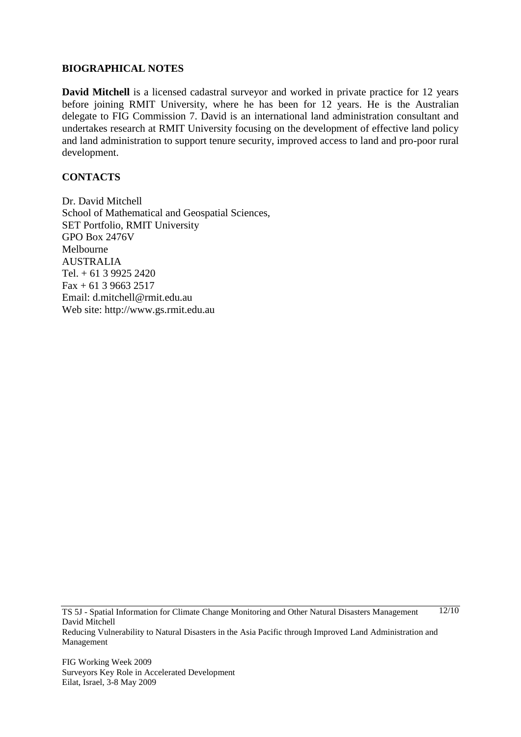## BIOGRAPHICAL NOTES

**David Mitchell** is a licensed cadastral surveyor and worked in private practice for 12 years before joining RMIT University, where he has been for 12 years. He is the Australian delegate to FIG Commission 7. David is an international land administration consultant and undertakes research at RMIT University focusing on the development of effective land policy and land administration to support tenure security, improved access to land and pro-poor rural development.

## CONTACTS

Dr. David Mitchell
School of Mathematical and Geospatial Sciences,
SET Portfolio, RMIT University
GPO Box 2476V
Melbourne
AUSTRALIA
Tel. + 61 3 9925 2420
Fax + 61 3 9663 2517
Email: d.mitchell@rmit.edu.au
Web site: http://www.gs.rmit.edu.au